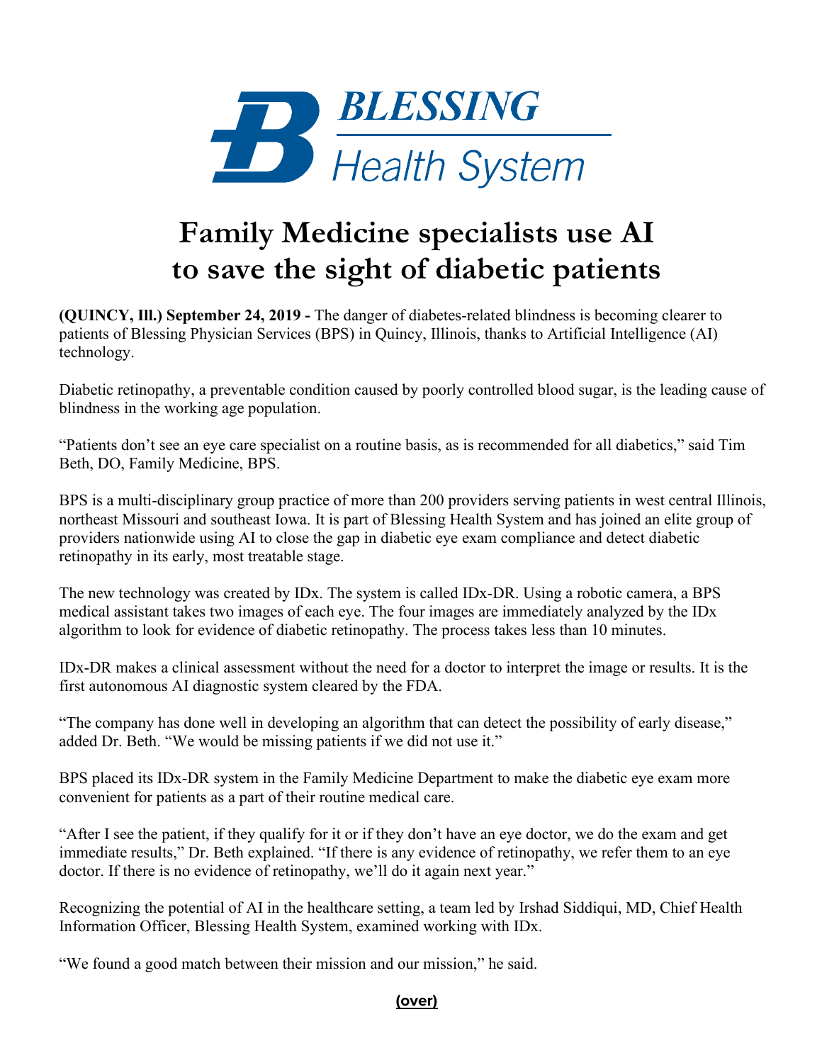BLESSING Health System

# Family Medicine specialists use AI to save the sight of diabetic patients

**(QUINCY, Ill.) September 24, 2019 -** The danger of diabetes-related blindness is becoming clearer to patients of Blessing Physician Services (BPS) in Quincy, Illinois, thanks to Artificial Intelligence (AI) technology.

Diabetic retinopathy, a preventable condition caused by poorly controlled blood sugar, is the leading cause of blindness in the working age population.

"Patients don't see an eye care specialist on a routine basis, as is recommended for all diabetics," said Tim Beth, DO, Family Medicine, BPS.

BPS is a multi-disciplinary group practice of more than 200 providers serving patients in west central Illinois, northeast Missouri and southeast Iowa. It is part of Blessing Health System and has joined an elite group of providers nationwide using AI to close the gap in diabetic eye exam compliance and detect diabetic retinopathy in its early, most treatable stage.

The new technology was created by IDx. The system is called IDx-DR. Using a robotic camera, a BPS medical assistant takes two images of each eye. The four images are immediately analyzed by the IDx algorithm to look for evidence of diabetic retinopathy. The process takes less than 10 minutes.

IDx-DR makes a clinical assessment without the need for a doctor to interpret the image or results. It is the first autonomous AI diagnostic system cleared by the FDA.

"The company has done well in developing an algorithm that can detect the possibility of early disease," added Dr. Beth. "We would be missing patients if we did not use it."

BPS placed its IDx-DR system in the Family Medicine Department to make the diabetic eye exam more convenient for patients as a part of their routine medical care.

"After I see the patient, if they qualify for it or if they don't have an eye doctor, we do the exam and get immediate results," Dr. Beth explained. "If there is any evidence of retinopathy, we refer them to an eye doctor. If there is no evidence of retinopathy, we'll do it again next year."

Recognizing the potential of AI in the healthcare setting, a team led by Irshad Siddiqui, MD, Chief Health Information Officer, Blessing Health System, examined working with IDx.

"We found a good match between their mission and our mission," he said.

(over)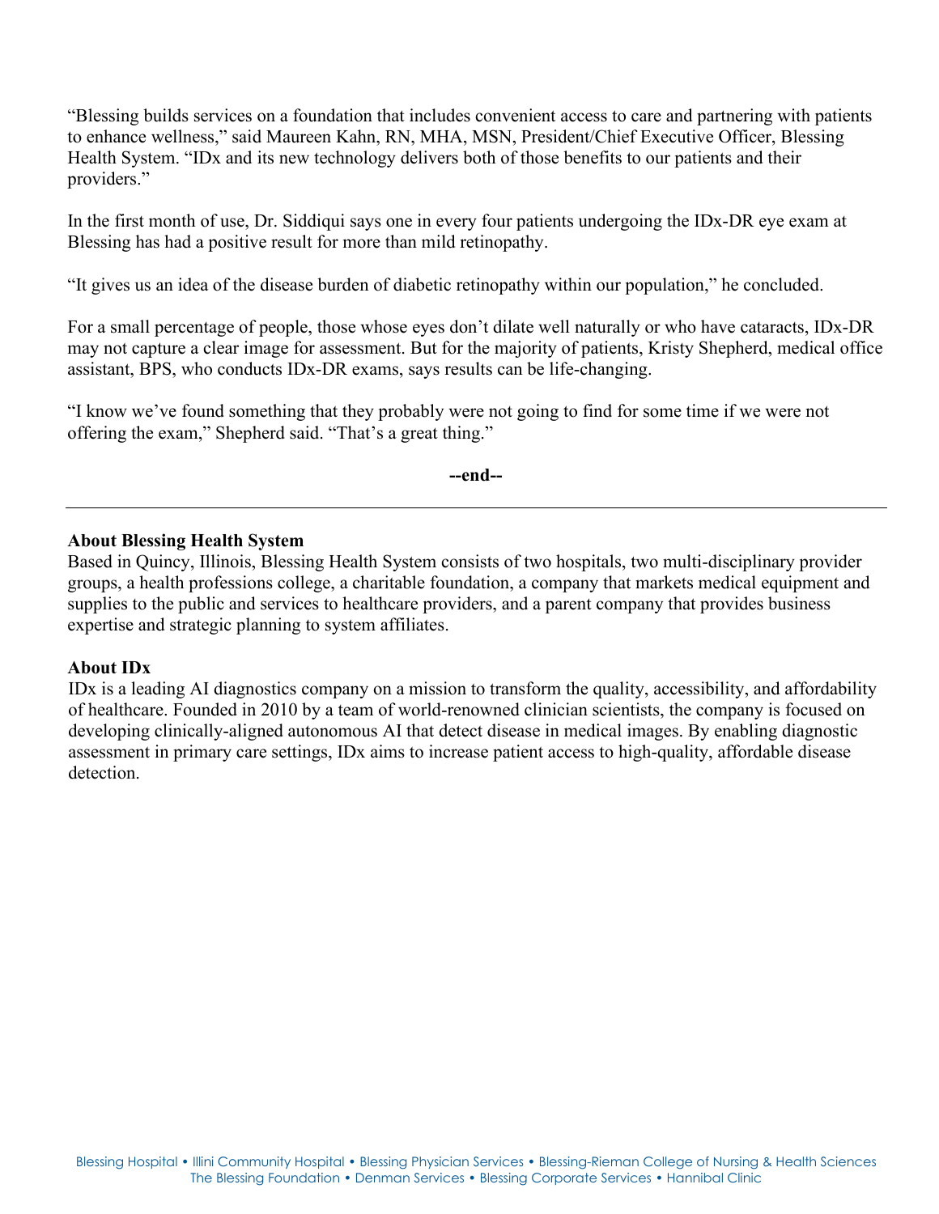"Blessing builds services on a foundation that includes convenient access to care and partnering with patients to enhance wellness," said Maureen Kahn, RN, MHA, MSN, President/Chief Executive Officer, Blessing Health System. "IDx and its new technology delivers both of those benefits to our patients and their providers."

In the first month of use, Dr. Siddiqui says one in every four patients undergoing the IDx-DR eye exam at Blessing has had a positive result for more than mild retinopathy.

"It gives us an idea of the disease burden of diabetic retinopathy within our population," he concluded.

For a small percentage of people, those whose eyes don't dilate well naturally or who have cataracts, IDx-DR may not capture a clear image for assessment. But for the majority of patients, Kristy Shepherd, medical office assistant, BPS, who conducts IDx-DR exams, says results can be life-changing.

"I know we've found something that they probably were not going to find for some time if we were not offering the exam," Shepherd said. "That's a great thing."

**--end--**

---

**About Blessing Health System**

Based in Quincy, Illinois, Blessing Health System consists of two hospitals, two multi-disciplinary provider groups, a health professions college, a charitable foundation, a company that markets medical equipment and supplies to the public and services to healthcare providers, and a parent company that provides business expertise and strategic planning to system affiliates.

**About IDx**

IDx is a leading AI diagnostics company on a mission to transform the quality, accessibility, and affordability of healthcare. Founded in 2010 by a team of world-renowned clinician scientists, the company is focused on developing clinically-aligned autonomous AI that detect disease in medical images. By enabling diagnostic assessment in primary care settings, IDx aims to increase patient access to high-quality, affordable disease detection.